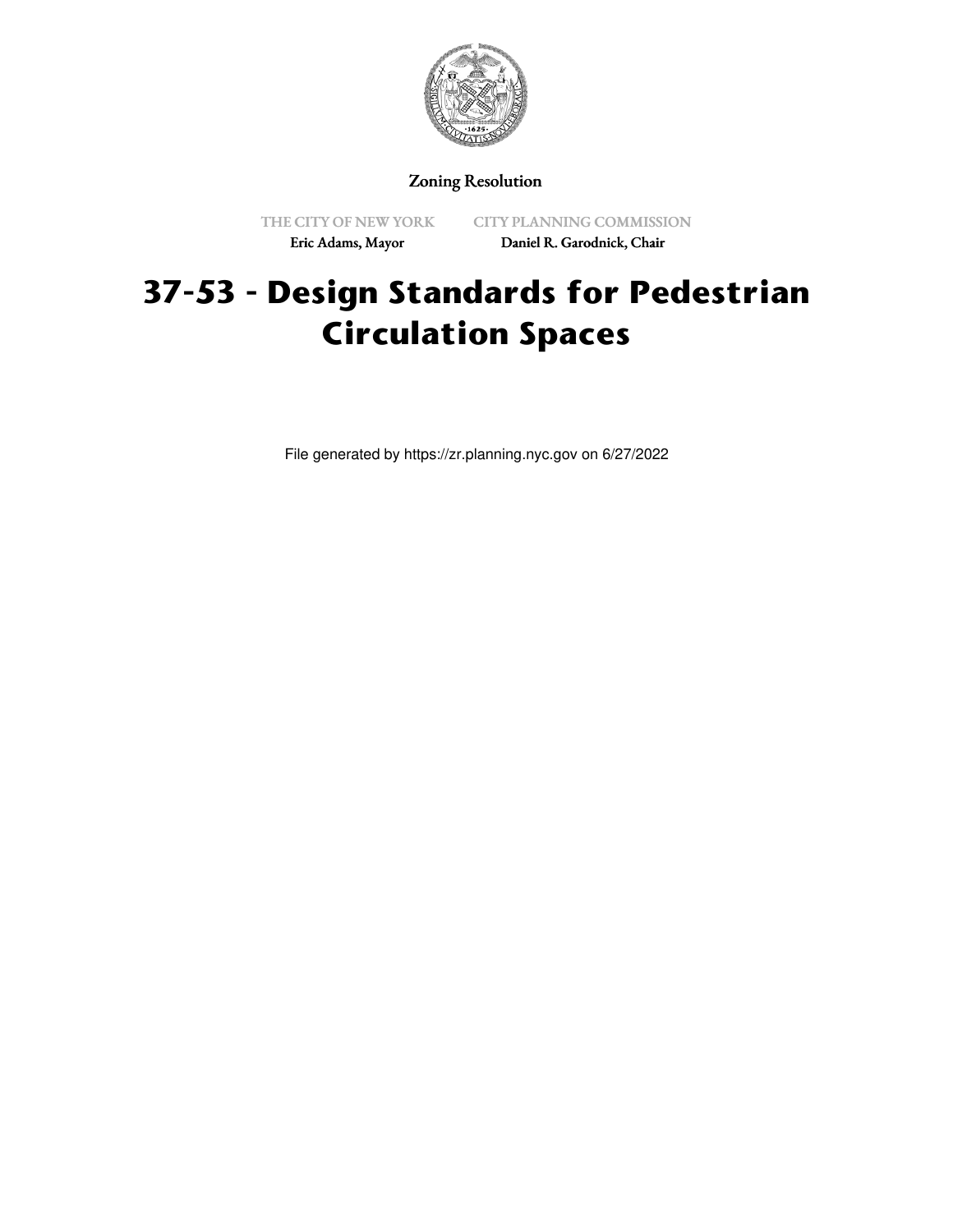Zoning Resolution

THE CITY OF NEW YORK
Eric Adams, Mayor

CITY PLANNING COMMISSION
Daniel R. Garodnick, Chair

# 37-53 - Design Standards for Pedestrian Circulation Spaces

File generated by https://zr.planning.nyc.gov on 6/27/2022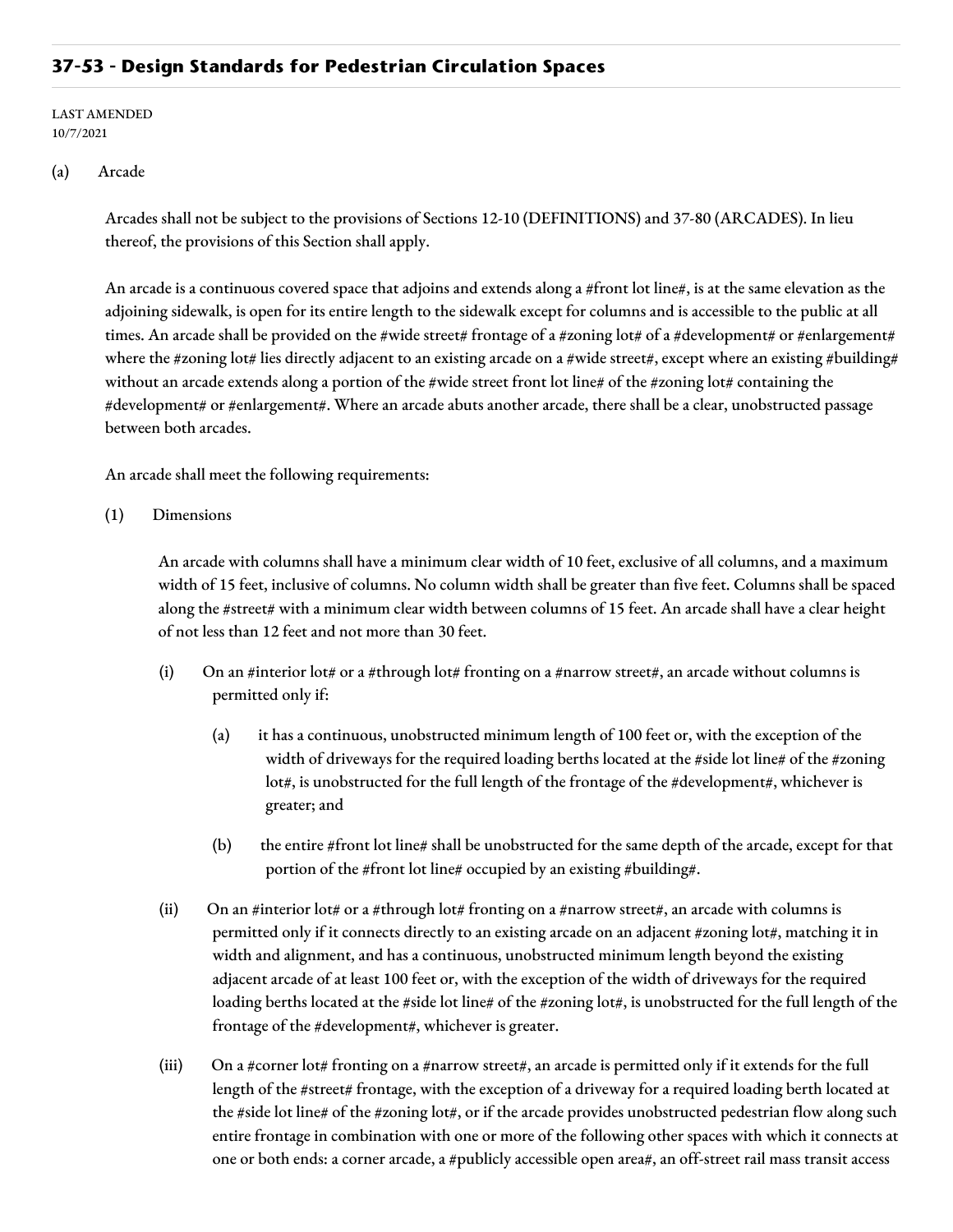## 37-53 - Design Standards for Pedestrian Circulation Spaces

LAST AMENDED
10/7/2021

(a) Arcade

Arcades shall not be subject to the provisions of Sections 12-10 (DEFINITIONS) and 37-80 (ARCADES). In lieu thereof, the provisions of this Section shall apply.

An arcade is a continuous covered space that adjoins and extends along a #front lot line#, is at the same elevation as the adjoining sidewalk, is open for its entire length to the sidewalk except for columns and is accessible to the public at all times. An arcade shall be provided on the #wide street# frontage of a #zoning lot# of a #development# or #enlargement# where the #zoning lot# lies directly adjacent to an existing arcade on a #wide street#, except where an existing #building# without an arcade extends along a portion of the #wide street front lot line# of the #zoning lot# containing the #development# or #enlargement#. Where an arcade abuts another arcade, there shall be a clear, unobstructed passage between both arcades.

An arcade shall meet the following requirements:

(1) Dimensions

An arcade with columns shall have a minimum clear width of 10 feet, exclusive of all columns, and a maximum width of 15 feet, inclusive of columns. No column width shall be greater than five feet. Columns shall be spaced along the #street# with a minimum clear width between columns of 15 feet. An arcade shall have a clear height of not less than 12 feet and not more than 30 feet.

(i) On an #interior lot# or a #through lot# fronting on a #narrow street#, an arcade without columns is permitted only if:

(a) it has a continuous, unobstructed minimum length of 100 feet or, with the exception of the width of driveways for the required loading berths located at the #side lot line# of the #zoning lot#, is unobstructed for the full length of the frontage of the #development#, whichever is greater; and

(b) the entire #front lot line# shall be unobstructed for the same depth of the arcade, except for that portion of the #front lot line# occupied by an existing #building#.

(ii) On an #interior lot# or a #through lot# fronting on a #narrow street#, an arcade with columns is permitted only if it connects directly to an existing arcade on an adjacent #zoning lot#, matching it in width and alignment, and has a continuous, unobstructed minimum length beyond the existing adjacent arcade of at least 100 feet or, with the exception of the width of driveways for the required loading berths located at the #side lot line# of the #zoning lot#, is unobstructed for the full length of the frontage of the #development#, whichever is greater.

(iii) On a #corner lot# fronting on a #narrow street#, an arcade is permitted only if it extends for the full length of the #street# frontage, with the exception of a driveway for a required loading berth located at the #side lot line# of the #zoning lot#, or if the arcade provides unobstructed pedestrian flow along such entire frontage in combination with one or more of the following other spaces with which it connects at one or both ends: a corner arcade, a #publicly accessible open area#, an off-street rail mass transit access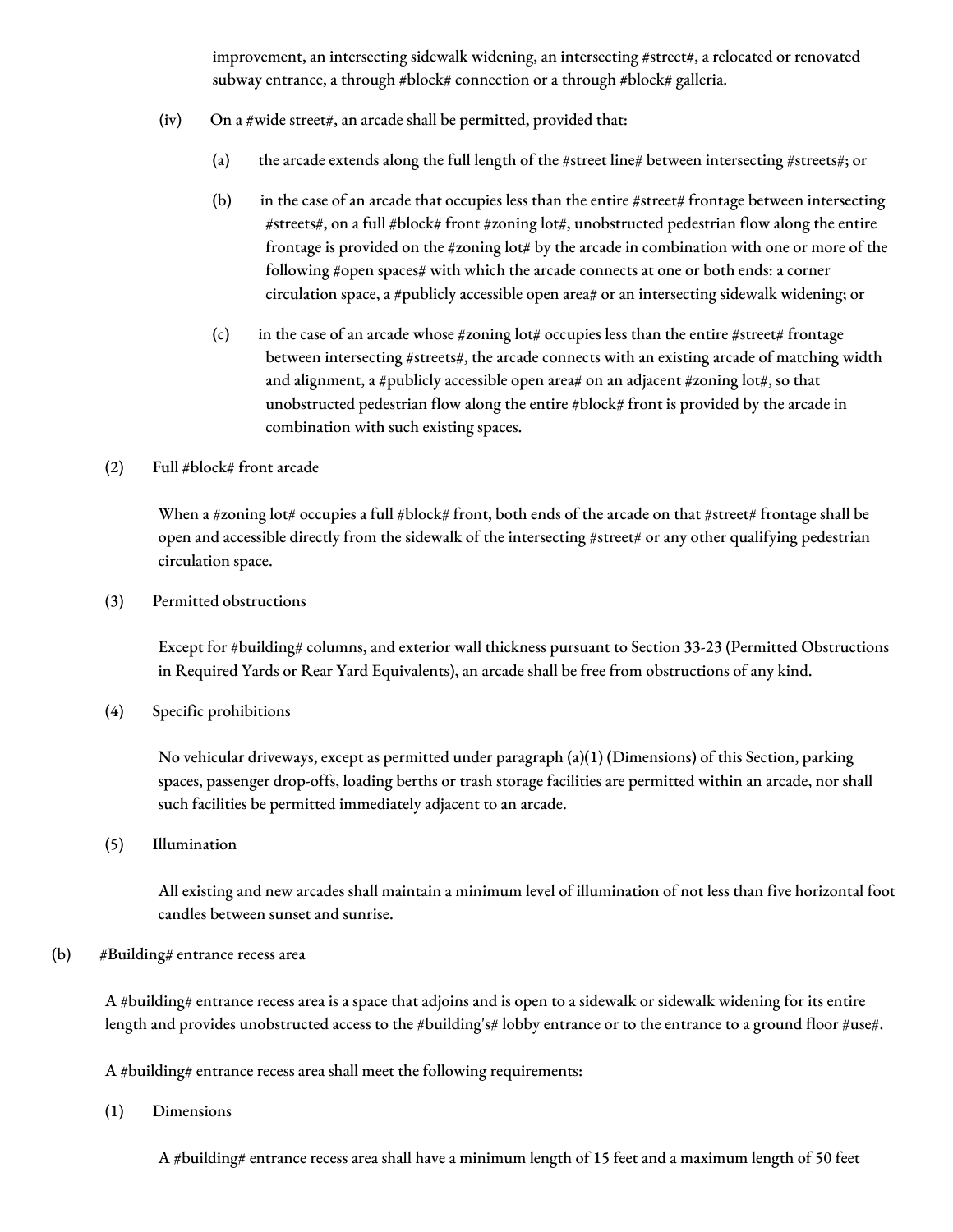improvement, an intersecting sidewalk widening, an intersecting #street#, a relocated or renovated subway entrance, a through #block# connection or a through #block# galleria.

(iv) On a #wide street#, an arcade shall be permitted, provided that:

(a) the arcade extends along the full length of the #street line# between intersecting #streets#; or

(b) in the case of an arcade that occupies less than the entire #street# frontage between intersecting #streets#, on a full #block# front #zoning lot#, unobstructed pedestrian flow along the entire frontage is provided on the #zoning lot# by the arcade in combination with one or more of the following #open spaces# with which the arcade connects at one or both ends: a corner circulation space, a #publicly accessible open area# or an intersecting sidewalk widening; or

(c) in the case of an arcade whose #zoning lot# occupies less than the entire #street# frontage between intersecting #streets#, the arcade connects with an existing arcade of matching width and alignment, a #publicly accessible open area# on an adjacent #zoning lot#, so that unobstructed pedestrian flow along the entire #block# front is provided by the arcade in combination with such existing spaces.

(2) Full #block# front arcade

When a #zoning lot# occupies a full #block# front, both ends of the arcade on that #street# frontage shall be open and accessible directly from the sidewalk of the intersecting #street# or any other qualifying pedestrian circulation space.

(3) Permitted obstructions

Except for #building# columns, and exterior wall thickness pursuant to Section 33-23 (Permitted Obstructions in Required Yards or Rear Yard Equivalents), an arcade shall be free from obstructions of any kind.

(4) Specific prohibitions

No vehicular driveways, except as permitted under paragraph (a)(1) (Dimensions) of this Section, parking spaces, passenger drop-offs, loading berths or trash storage facilities are permitted within an arcade, nor shall such facilities be permitted immediately adjacent to an arcade.

(5) Illumination

All existing and new arcades shall maintain a minimum level of illumination of not less than five horizontal foot candles between sunset and sunrise.

(b) #Building# entrance recess area

A #building# entrance recess area is a space that adjoins and is open to a sidewalk or sidewalk widening for its entire length and provides unobstructed access to the #building's# lobby entrance or to the entrance to a ground floor #use#.

A #building# entrance recess area shall meet the following requirements:

(1) Dimensions

A #building# entrance recess area shall have a minimum length of 15 feet and a maximum length of 50 feet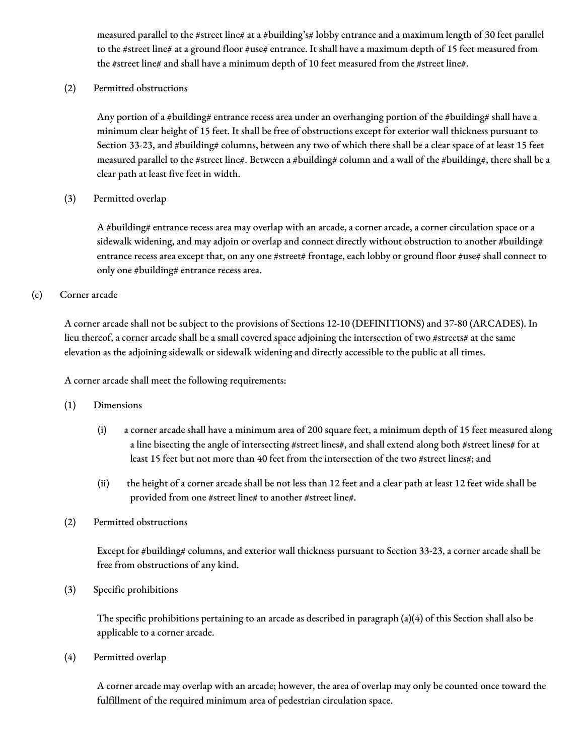measured parallel to the #street line# at a #building's# lobby entrance and a maximum length of 30 feet parallel to the #street line# at a ground floor #use# entrance. It shall have a maximum depth of 15 feet measured from the #street line# and shall have a minimum depth of 10 feet measured from the #street line#.

(2) Permitted obstructions

Any portion of a #building# entrance recess area under an overhanging portion of the #building# shall have a minimum clear height of 15 feet. It shall be free of obstructions except for exterior wall thickness pursuant to Section 33-23, and #building# columns, between any two of which there shall be a clear space of at least 15 feet measured parallel to the #street line#. Between a #building# column and a wall of the #building#, there shall be a clear path at least five feet in width.

(3) Permitted overlap

A #building# entrance recess area may overlap with an arcade, a corner arcade, a corner circulation space or a sidewalk widening, and may adjoin or overlap and connect directly without obstruction to another #building# entrance recess area except that, on any one #street# frontage, each lobby or ground floor #use# shall connect to only one #building# entrance recess area.

(c) Corner arcade

A corner arcade shall not be subject to the provisions of Sections 12-10 (DEFINITIONS) and 37-80 (ARCADES). In lieu thereof, a corner arcade shall be a small covered space adjoining the intersection of two #streets# at the same elevation as the adjoining sidewalk or sidewalk widening and directly accessible to the public at all times.

A corner arcade shall meet the following requirements:

(1) Dimensions

(i) a corner arcade shall have a minimum area of 200 square feet, a minimum depth of 15 feet measured along a line bisecting the angle of intersecting #street lines#, and shall extend along both #street lines# for at least 15 feet but not more than 40 feet from the intersection of the two #street lines#; and

(ii) the height of a corner arcade shall be not less than 12 feet and a clear path at least 12 feet wide shall be provided from one #street line# to another #street line#.

(2) Permitted obstructions

Except for #building# columns, and exterior wall thickness pursuant to Section 33-23, a corner arcade shall be free from obstructions of any kind.

(3) Specific prohibitions

The specific prohibitions pertaining to an arcade as described in paragraph (a)(4) of this Section shall also be applicable to a corner arcade.

(4) Permitted overlap

A corner arcade may overlap with an arcade; however, the area of overlap may only be counted once toward the fulfillment of the required minimum area of pedestrian circulation space.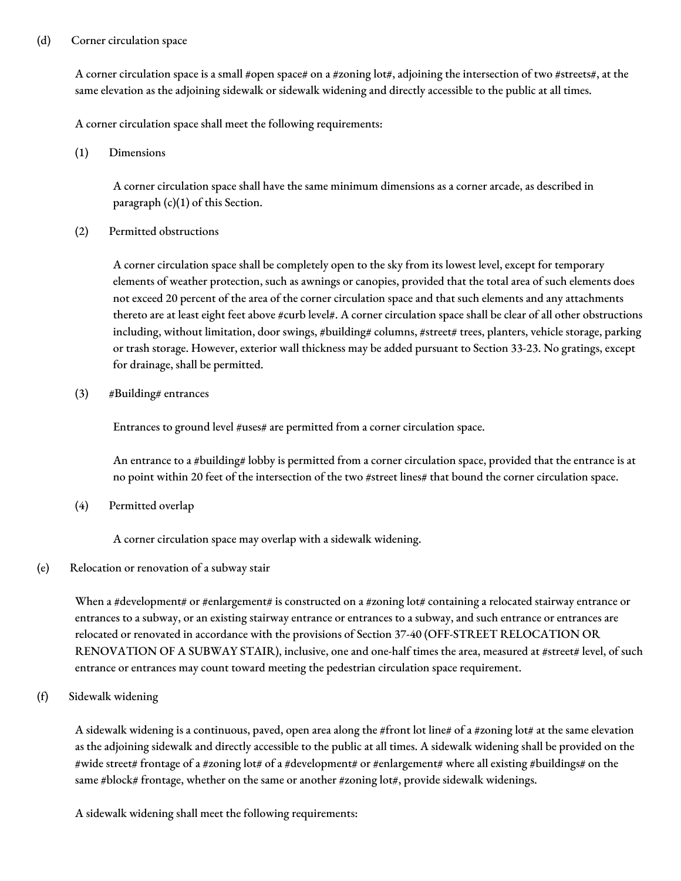(d) Corner circulation space

A corner circulation space is a small #open space# on a #zoning lot#, adjoining the intersection of two #streets#, at the same elevation as the adjoining sidewalk or sidewalk widening and directly accessible to the public at all times.

A corner circulation space shall meet the following requirements:

(1) Dimensions

A corner circulation space shall have the same minimum dimensions as a corner arcade, as described in paragraph (c)(1) of this Section.

(2) Permitted obstructions

A corner circulation space shall be completely open to the sky from its lowest level, except for temporary elements of weather protection, such as awnings or canopies, provided that the total area of such elements does not exceed 20 percent of the area of the corner circulation space and that such elements and any attachments thereto are at least eight feet above #curb level#. A corner circulation space shall be clear of all other obstructions including, without limitation, door swings, #building# columns, #street# trees, planters, vehicle storage, parking or trash storage. However, exterior wall thickness may be added pursuant to Section 33-23. No gratings, except for drainage, shall be permitted.

(3) #Building# entrances

Entrances to ground level #uses# are permitted from a corner circulation space.

An entrance to a #building# lobby is permitted from a corner circulation space, provided that the entrance is at no point within 20 feet of the intersection of the two #street lines# that bound the corner circulation space.

(4) Permitted overlap

A corner circulation space may overlap with a sidewalk widening.

(e) Relocation or renovation of a subway stair

When a #development# or #enlargement# is constructed on a #zoning lot# containing a relocated stairway entrance or entrances to a subway, or an existing stairway entrance or entrances to a subway, and such entrance or entrances are relocated or renovated in accordance with the provisions of Section 37-40 (OFF-STREET RELOCATION OR RENOVATION OF A SUBWAY STAIR), inclusive, one and one-half times the area, measured at #street# level, of such entrance or entrances may count toward meeting the pedestrian circulation space requirement.

(f) Sidewalk widening

A sidewalk widening is a continuous, paved, open area along the #front lot line# of a #zoning lot# at the same elevation as the adjoining sidewalk and directly accessible to the public at all times. A sidewalk widening shall be provided on the #wide street# frontage of a #zoning lot# of a #development# or #enlargement# where all existing #buildings# on the same #block# frontage, whether on the same or another #zoning lot#, provide sidewalk widenings.

A sidewalk widening shall meet the following requirements: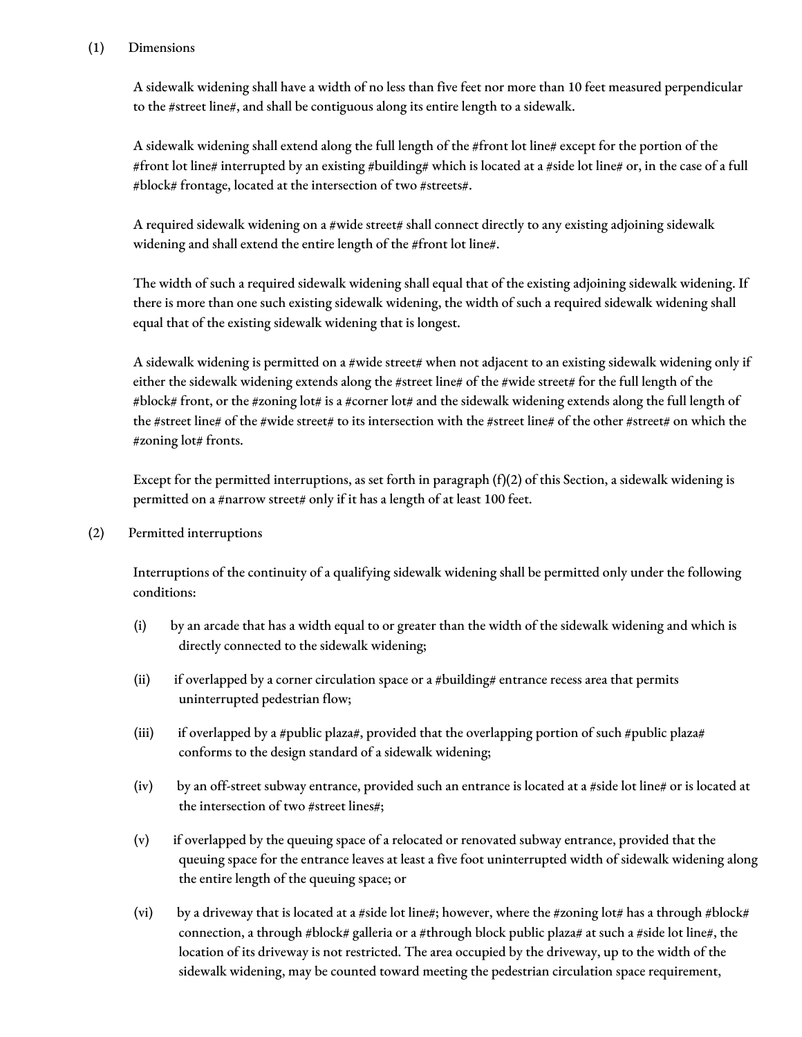(1) Dimensions

A sidewalk widening shall have a width of no less than five feet nor more than 10 feet measured perpendicular to the #street line#, and shall be contiguous along its entire length to a sidewalk.

A sidewalk widening shall extend along the full length of the #front lot line# except for the portion of the #front lot line# interrupted by an existing #building# which is located at a #side lot line# or, in the case of a full #block# frontage, located at the intersection of two #streets#.

A required sidewalk widening on a #wide street# shall connect directly to any existing adjoining sidewalk widening and shall extend the entire length of the #front lot line#.

The width of such a required sidewalk widening shall equal that of the existing adjoining sidewalk widening. If there is more than one such existing sidewalk widening, the width of such a required sidewalk widening shall equal that of the existing sidewalk widening that is longest.

A sidewalk widening is permitted on a #wide street# when not adjacent to an existing sidewalk widening only if either the sidewalk widening extends along the #street line# of the #wide street# for the full length of the #block# front, or the #zoning lot# is a #corner lot# and the sidewalk widening extends along the full length of the #street line# of the #wide street# to its intersection with the #street line# of the other #street# on which the #zoning lot# fronts.

Except for the permitted interruptions, as set forth in paragraph (f)(2) of this Section, a sidewalk widening is permitted on a #narrow street# only if it has a length of at least 100 feet.

(2) Permitted interruptions

Interruptions of the continuity of a qualifying sidewalk widening shall be permitted only under the following conditions:

(i) by an arcade that has a width equal to or greater than the width of the sidewalk widening and which is directly connected to the sidewalk widening;

(ii) if overlapped by a corner circulation space or a #building# entrance recess area that permits uninterrupted pedestrian flow;

(iii) if overlapped by a #public plaza#, provided that the overlapping portion of such #public plaza# conforms to the design standard of a sidewalk widening;

(iv) by an off-street subway entrance, provided such an entrance is located at a #side lot line# or is located at the intersection of two #street lines#;

(v) if overlapped by the queuing space of a relocated or renovated subway entrance, provided that the queuing space for the entrance leaves at least a five foot uninterrupted width of sidewalk widening along the entire length of the queuing space; or

(vi) by a driveway that is located at a #side lot line#; however, where the #zoning lot# has a through #block# connection, a through #block# galleria or a #through block public plaza# at such a #side lot line#, the location of its driveway is not restricted. The area occupied by the driveway, up to the width of the sidewalk widening, may be counted toward meeting the pedestrian circulation space requirement,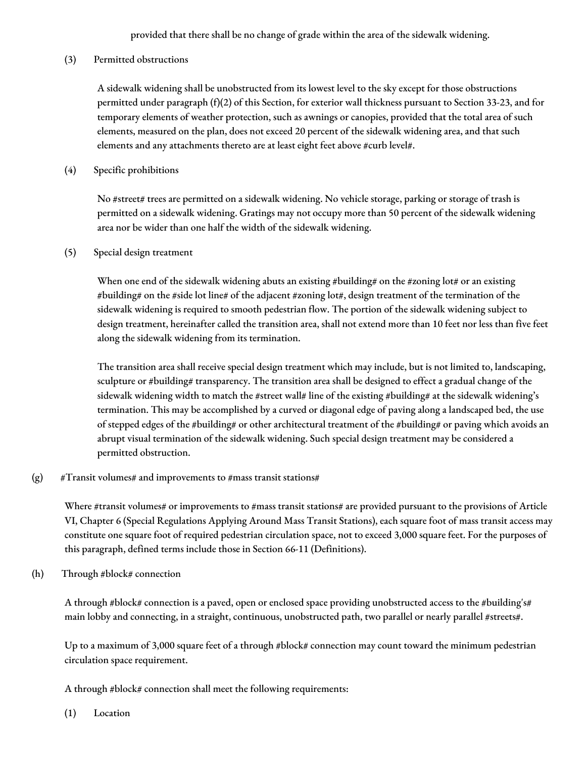provided that there shall be no change of grade within the area of the sidewalk widening.

(3) Permitted obstructions

A sidewalk widening shall be unobstructed from its lowest level to the sky except for those obstructions permitted under paragraph (f)(2) of this Section, for exterior wall thickness pursuant to Section 33-23, and for temporary elements of weather protection, such as awnings or canopies, provided that the total area of such elements, measured on the plan, does not exceed 20 percent of the sidewalk widening area, and that such elements and any attachments thereto are at least eight feet above #curb level#.

(4) Specific prohibitions

No #street# trees are permitted on a sidewalk widening. No vehicle storage, parking or storage of trash is permitted on a sidewalk widening. Gratings may not occupy more than 50 percent of the sidewalk widening area nor be wider than one half the width of the sidewalk widening.

(5) Special design treatment

When one end of the sidewalk widening abuts an existing #building# on the #zoning lot# or an existing #building# on the #side lot line# of the adjacent #zoning lot#, design treatment of the termination of the sidewalk widening is required to smooth pedestrian flow. The portion of the sidewalk widening subject to design treatment, hereinafter called the transition area, shall not extend more than 10 feet nor less than five feet along the sidewalk widening from its termination.

The transition area shall receive special design treatment which may include, but is not limited to, landscaping, sculpture or #building# transparency. The transition area shall be designed to effect a gradual change of the sidewalk widening width to match the #street wall# line of the existing #building# at the sidewalk widening's termination. This may be accomplished by a curved or diagonal edge of paving along a landscaped bed, the use of stepped edges of the #building# or other architectural treatment of the #building# or paving which avoids an abrupt visual termination of the sidewalk widening. Such special design treatment may be considered a permitted obstruction.

(g) #Transit volumes# and improvements to #mass transit stations#

Where #transit volumes# or improvements to #mass transit stations# are provided pursuant to the provisions of Article VI, Chapter 6 (Special Regulations Applying Around Mass Transit Stations), each square foot of mass transit access may constitute one square foot of required pedestrian circulation space, not to exceed 3,000 square feet. For the purposes of this paragraph, defined terms include those in Section 66-11 (Definitions).

(h) Through #block# connection

A through #block# connection is a paved, open or enclosed space providing unobstructed access to the #building's# main lobby and connecting, in a straight, continuous, unobstructed path, two parallel or nearly parallel #streets#.

Up to a maximum of 3,000 square feet of a through #block# connection may count toward the minimum pedestrian circulation space requirement.

A through #block# connection shall meet the following requirements:

(1) Location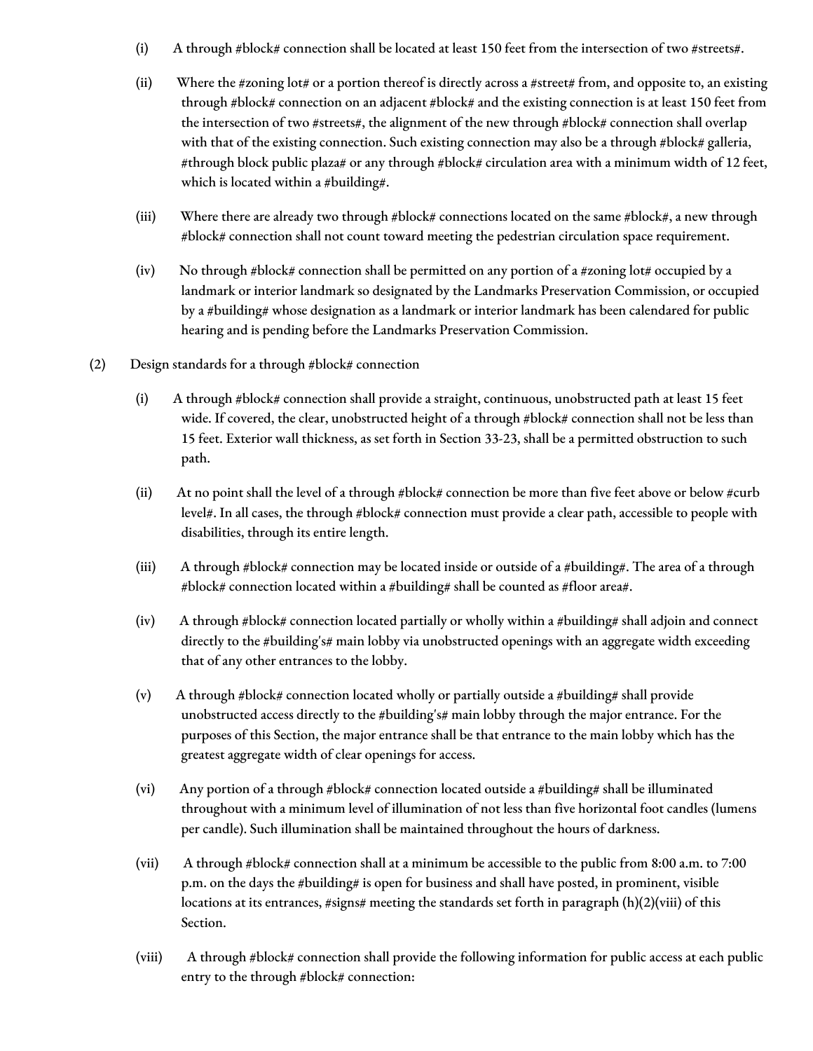(i) A through #block# connection shall be located at least 150 feet from the intersection of two #streets#.

(ii) Where the #zoning lot# or a portion thereof is directly across a #street# from, and opposite to, an existing through #block# connection on an adjacent #block# and the existing connection is at least 150 feet from the intersection of two #streets#, the alignment of the new through #block# connection shall overlap with that of the existing connection. Such existing connection may also be a through #block# galleria, #through block public plaza# or any through #block# circulation area with a minimum width of 12 feet, which is located within a #building#.

(iii) Where there are already two through #block# connections located on the same #block#, a new through #block# connection shall not count toward meeting the pedestrian circulation space requirement.

(iv) No through #block# connection shall be permitted on any portion of a #zoning lot# occupied by a landmark or interior landmark so designated by the Landmarks Preservation Commission, or occupied by a #building# whose designation as a landmark or interior landmark has been calendared for public hearing and is pending before the Landmarks Preservation Commission.

(2) Design standards for a through #block# connection

(i) A through #block# connection shall provide a straight, continuous, unobstructed path at least 15 feet wide. If covered, the clear, unobstructed height of a through #block# connection shall not be less than 15 feet. Exterior wall thickness, as set forth in Section 33-23, shall be a permitted obstruction to such path.

(ii) At no point shall the level of a through #block# connection be more than five feet above or below #curb level#. In all cases, the through #block# connection must provide a clear path, accessible to people with disabilities, through its entire length.

(iii) A through #block# connection may be located inside or outside of a #building#. The area of a through #block# connection located within a #building# shall be counted as #floor area#.

(iv) A through #block# connection located partially or wholly within a #building# shall adjoin and connect directly to the #building's# main lobby via unobstructed openings with an aggregate width exceeding that of any other entrances to the lobby.

(v) A through #block# connection located wholly or partially outside a #building# shall provide unobstructed access directly to the #building's# main lobby through the major entrance. For the purposes of this Section, the major entrance shall be that entrance to the main lobby which has the greatest aggregate width of clear openings for access.

(vi) Any portion of a through #block# connection located outside a #building# shall be illuminated throughout with a minimum level of illumination of not less than five horizontal foot candles (lumens per candle). Such illumination shall be maintained throughout the hours of darkness.

(vii) A through #block# connection shall at a minimum be accessible to the public from 8:00 a.m. to 7:00 p.m. on the days the #building# is open for business and shall have posted, in prominent, visible locations at its entrances, #signs# meeting the standards set forth in paragraph (h)(2)(viii) of this Section.

(viii) A through #block# connection shall provide the following information for public access at each public entry to the through #block# connection: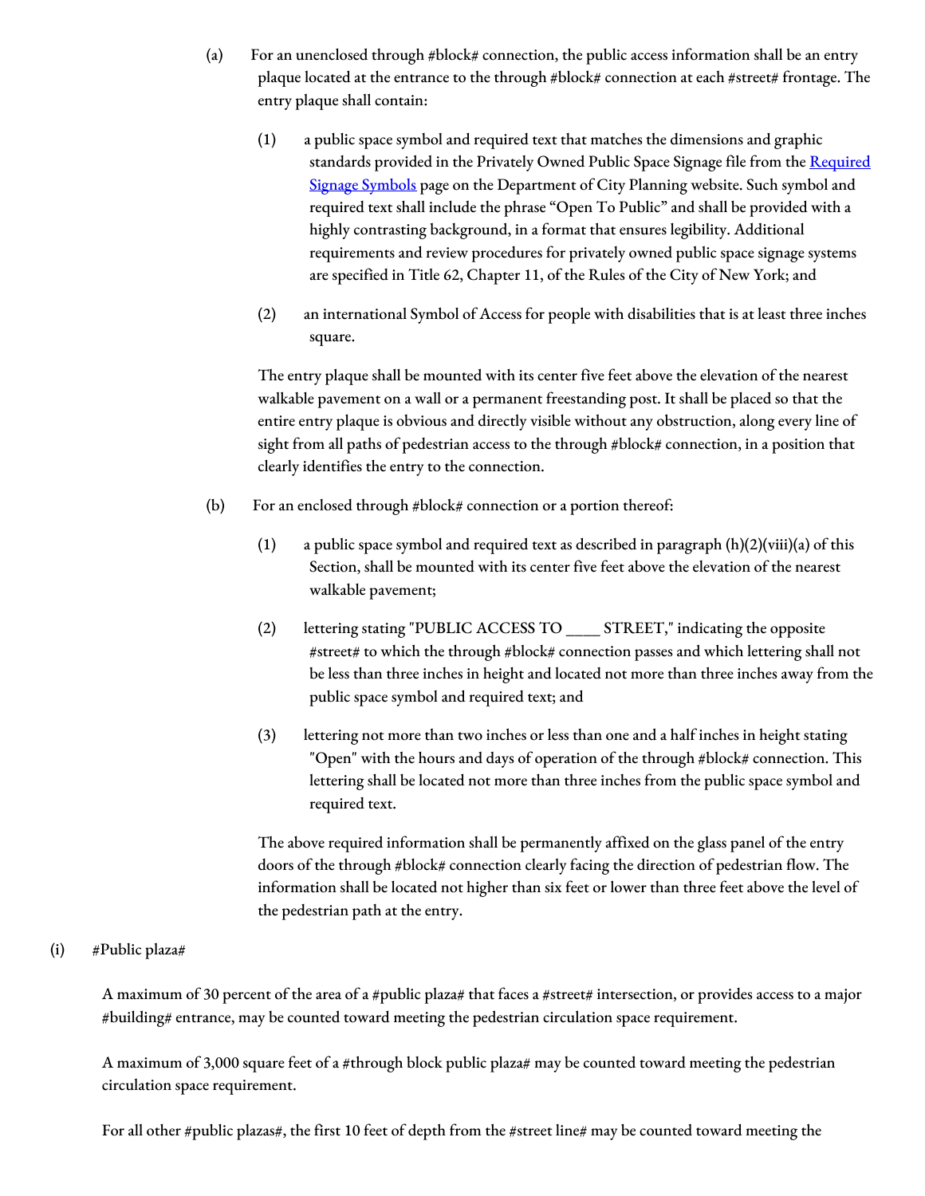(a) For an unenclosed through #block# connection, the public access information shall be an entry plaque located at the entrance to the through #block# connection at each #street# frontage. The entry plaque shall contain:

(1) a public space symbol and required text that matches the dimensions and graphic standards provided in the Privately Owned Public Space Signage file from the [Required Signage Symbols](Required Signage Symbols) page on the Department of City Planning website. Such symbol and required text shall include the phrase "Open To Public" and shall be provided with a highly contrasting background, in a format that ensures legibility. Additional requirements and review procedures for privately owned public space signage systems are specified in Title 62, Chapter 11, of the Rules of the City of New York; and

(2) an international Symbol of Access for people with disabilities that is at least three inches square.

The entry plaque shall be mounted with its center five feet above the elevation of the nearest walkable pavement on a wall or a permanent freestanding post. It shall be placed so that the entire entry plaque is obvious and directly visible without any obstruction, along every line of sight from all paths of pedestrian access to the through #block# connection, in a position that clearly identifies the entry to the connection.

(b) For an enclosed through #block# connection or a portion thereof:

(1) a public space symbol and required text as described in paragraph (h)(2)(viii)(a) of this Section, shall be mounted with its center five feet above the elevation of the nearest walkable pavement;

(2) lettering stating "PUBLIC ACCESS TO ____ STREET," indicating the opposite #street# to which the through #block# connection passes and which lettering shall not be less than three inches in height and located not more than three inches away from the public space symbol and required text; and

(3) lettering not more than two inches or less than one and a half inches in height stating "Open" with the hours and days of operation of the through #block# connection. This lettering shall be located not more than three inches from the public space symbol and required text.

The above required information shall be permanently affixed on the glass panel of the entry doors of the through #block# connection clearly facing the direction of pedestrian flow. The information shall be located not higher than six feet or lower than three feet above the level of the pedestrian path at the entry.

(i) #Public plaza#

A maximum of 30 percent of the area of a #public plaza# that faces a #street# intersection, or provides access to a major #building# entrance, may be counted toward meeting the pedestrian circulation space requirement.

A maximum of 3,000 square feet of a #through block public plaza# may be counted toward meeting the pedestrian circulation space requirement.

For all other #public plazas#, the first 10 feet of depth from the #street line# may be counted toward meeting the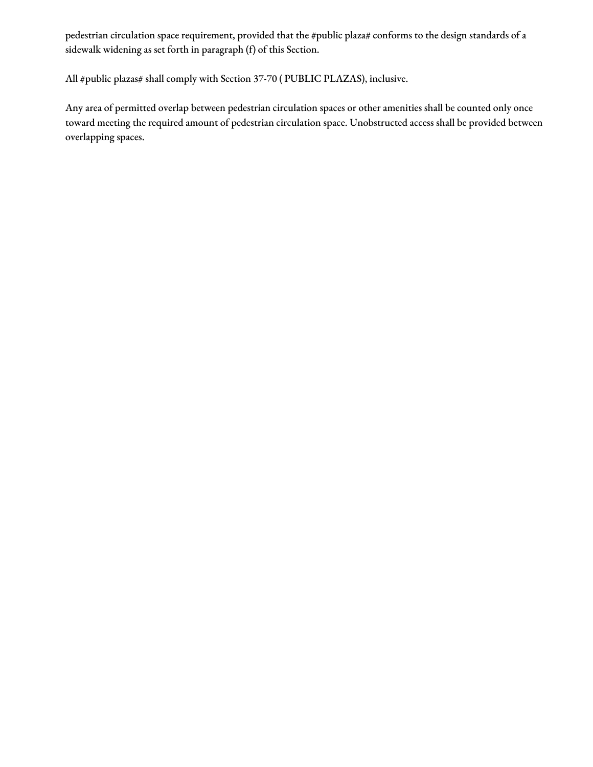pedestrian circulation space requirement, provided that the #public plaza# conforms to the design standards of a sidewalk widening as set forth in paragraph (f) of this Section.

All #public plazas# shall comply with Section 37-70 ( PUBLIC PLAZAS), inclusive.

Any area of permitted overlap between pedestrian circulation spaces or other amenities shall be counted only once toward meeting the required amount of pedestrian circulation space. Unobstructed access shall be provided between overlapping spaces.